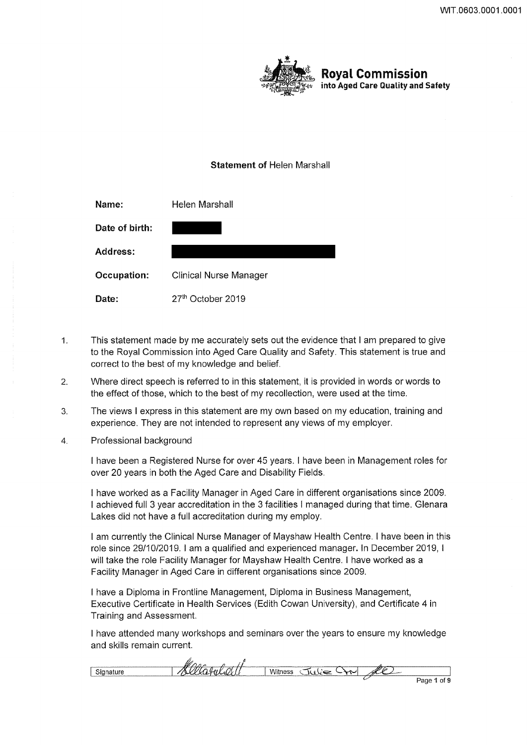**Royal Commission**
**into Aged Care Quality and Safety**

**Statement of** Helen Marshall

| | |
|---|---|
| **Name:** | Helen Marshall |
| **Date of birth:** | |
| **Address:** | |
| **Occupation:** | Clinical Nurse Manager |
| **Date:** | 27th October 2019 |

1. This statement made by me accurately sets out the evidence that I am prepared to give to the Royal Commission into Aged Care Quality and Safety. This statement is true and correct to the best of my knowledge and belief.

2. Where direct speech is referred to in this statement, it is provided in words or words to the effect of those, which to the best of my recollection, were used at the time.

3. The views I express in this statement are my own based on my education, training and experience. They are not intended to represent any views of my employer.

4. Professional background

   I have been a Registered Nurse for over 45 years. I have been in Management roles for over 20 years in both the Aged Care and Disability Fields.

   I have worked as a Facility Manager in Aged Care in different organisations since 2009. I achieved full 3 year accreditation in the 3 facilities I managed during that time. Glenara Lakes did not have a full accreditation during my employ.

   I am currently the Clinical Nurse Manager of Mayshaw Health Centre. I have been in this role since 29/10/2019. I am a qualified and experienced manager. In December 2019, I will take the role Facility Manager for Mayshaw Health Centre. I have worked as a Facility Manager in Aged Care in different organisations since 2009.

   I have a Diploma in Frontline Management, Diploma in Business Management, Executive Certificate in Health Services (Edith Cowan University), and Certificate 4 in Training and Assessment.

   I have attended many workshops and seminars over the years to ensure my knowledge and skills remain current.

| Signature | | Witness | Julie |
|---|---|---|---|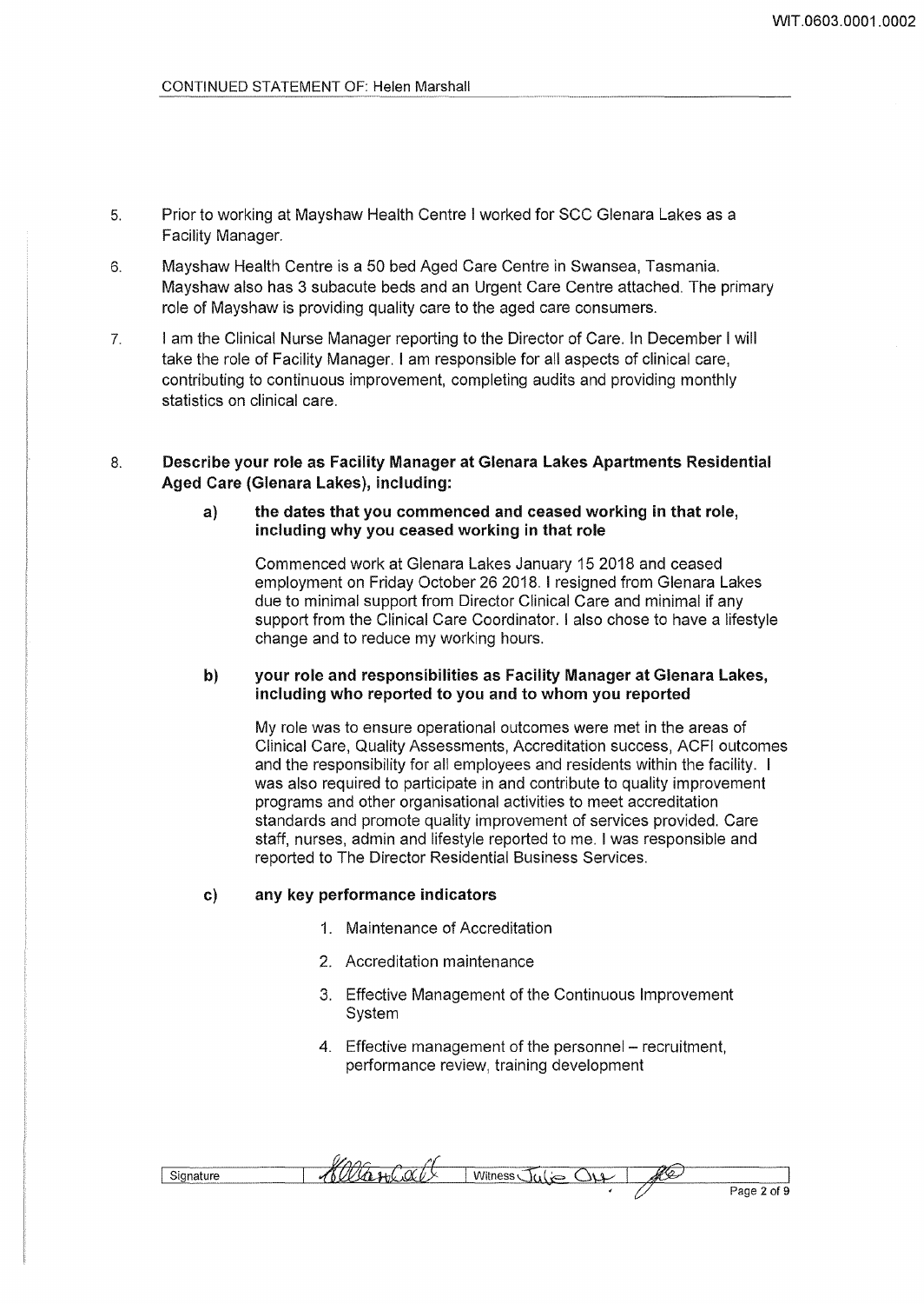5. Prior to working at Mayshaw Health Centre I worked for SCC Glenara Lakes as a Facility Manager.

6. Mayshaw Health Centre is a 50 bed Aged Care Centre in Swansea, Tasmania. Mayshaw also has 3 subacute beds and an Urgent Care Centre attached. The primary role of Mayshaw is providing quality care to the aged care consumers.

7. I am the Clinical Nurse Manager reporting to the Director of Care. In December I will take the role of Facility Manager. I am responsible for all aspects of clinical care, contributing to continuous improvement, completing audits and providing monthly statistics on clinical care.

8. **Describe your role as Facility Manager at Glenara Lakes Apartments Residential Aged Care (Glenara Lakes), including:**

   a) **the dates that you commenced and ceased working in that role, including why you ceased working in that role**

      Commenced work at Glenara Lakes January 15 2018 and ceased employment on Friday October 26 2018. I resigned from Glenara Lakes due to minimal support from Director Clinical Care and minimal if any support from the Clinical Care Coordinator. I also chose to have a lifestyle change and to reduce my working hours.

   b) **your role and responsibilities as Facility Manager at Glenara Lakes, including who reported to you and to whom you reported**

      My role was to ensure operational outcomes were met in the areas of Clinical Care, Quality Assessments, Accreditation success, ACFI outcomes and the responsibility for all employees and residents within the facility. I was also required to participate in and contribute to quality improvement programs and other organisational activities to meet accreditation standards and promote quality improvement of services provided. Care staff, nurses, admin and lifestyle reported to me. I was responsible and reported to The Director Residential Business Services.

   c) **any key performance indicators**

      1. Maintenance of Accreditation
      2. Accreditation maintenance
      3. Effective Management of the Continuous Improvement System
      4. Effective management of the personnel – recruitment, performance review, training development

| Signature | *[signature]* | Witness Julie Orr | *[initials]* |
|---|---|---|---|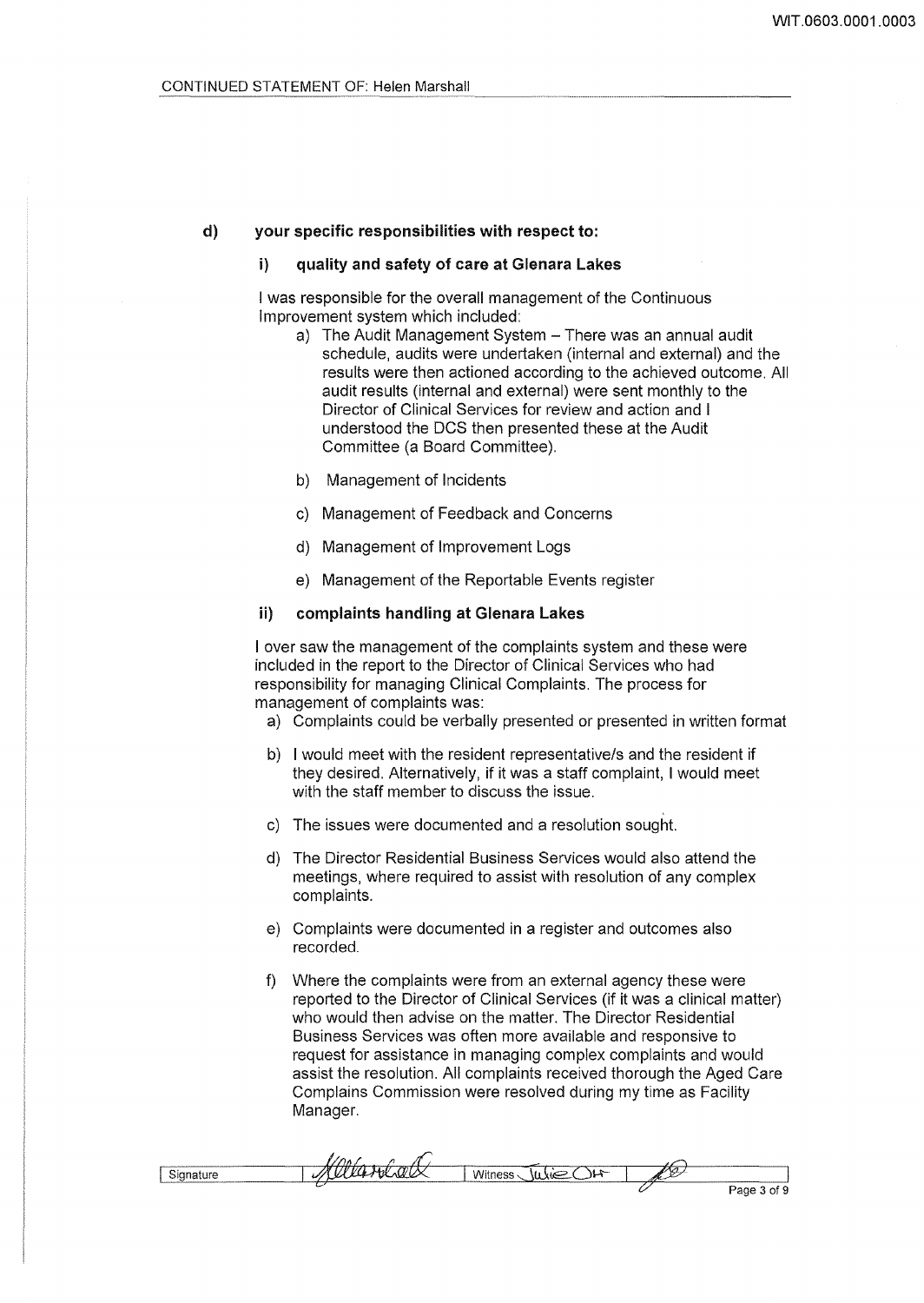**d) your specific responsibilities with respect to:**

**i) quality and safety of care at Glenara Lakes**

I was responsible for the overall management of the Continuous Improvement system which included:

a) The Audit Management System – There was an annual audit schedule, audits were undertaken (internal and external) and the results were then actioned according to the achieved outcome. All audit results (internal and external) were sent monthly to the Director of Clinical Services for review and action and I understood the DCS then presented these at the Audit Committee (a Board Committee).

b) Management of Incidents

c) Management of Feedback and Concerns

d) Management of Improvement Logs

e) Management of the Reportable Events register

**ii) complaints handling at Glenara Lakes**

I over saw the management of the complaints system and these were included in the report to the Director of Clinical Services who had responsibility for managing Clinical Complaints. The process for management of complaints was:

a) Complaints could be verbally presented or presented in written format

b) I would meet with the resident representative/s and the resident if they desired. Alternatively, if it was a staff complaint, I would meet with the staff member to discuss the issue.

c) The issues were documented and a resolution sought.

d) The Director Residential Business Services would also attend the meetings, where required to assist with resolution of any complex complaints.

e) Complaints were documented in a register and outcomes also recorded.

f) Where the complaints were from an external agency these were reported to the Director of Clinical Services (if it was a clinical matter) who would then advise on the matter. The Director Residential Business Services was often more available and responsive to request for assistance in managing complex complaints and would assist the resolution. All complaints received thorough the Aged Care Complains Commission were resolved during my time as Facility Manager.

| Signature | | Witness Julie OH | |
|---|---|---|---|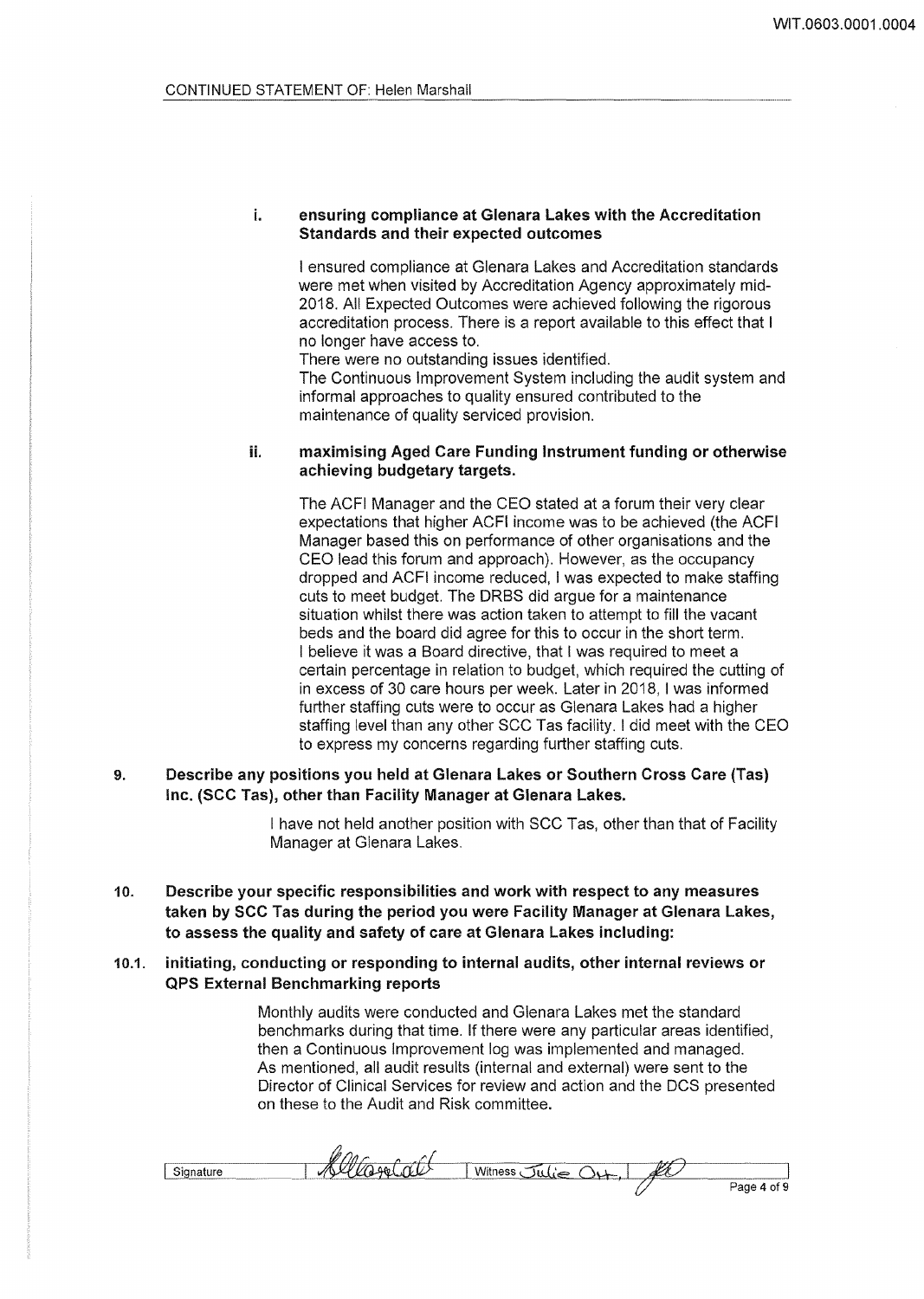i. **ensuring compliance at Glenara Lakes with the Accreditation Standards and their expected outcomes**

I ensured compliance at Glenara Lakes and Accreditation standards were met when visited by Accreditation Agency approximately mid-2018. All Expected Outcomes were achieved following the rigorous accreditation process. There is a report available to this effect that I no longer have access to.
There were no outstanding issues identified.
The Continuous Improvement System including the audit system and informal approaches to quality ensured contributed to the maintenance of quality serviced provision.

ii. **maximising Aged Care Funding Instrument funding or otherwise achieving budgetary targets.**

The ACFI Manager and the CEO stated at a forum their very clear expectations that higher ACFI income was to be achieved (the ACFI Manager based this on performance of other organisations and the CEO lead this forum and approach). However, as the occupancy dropped and ACFI income reduced, I was expected to make staffing cuts to meet budget. The DRBS did argue for a maintenance situation whilst there was action taken to attempt to fill the vacant beds and the board did agree for this to occur in the short term.
I believe it was a Board directive, that I was required to meet a certain percentage in relation to budget, which required the cutting of in excess of 30 care hours per week. Later in 2018, I was informed further staffing cuts were to occur as Glenara Lakes had a higher staffing level than any other SCC Tas facility. I did meet with the CEO to express my concerns regarding further staffing cuts.

**9. Describe any positions you held at Glenara Lakes or Southern Cross Care (Tas) Inc. (SCC Tas), other than Facility Manager at Glenara Lakes.**

I have not held another position with SCC Tas, other than that of Facility Manager at Glenara Lakes.

**10. Describe your specific responsibilities and work with respect to any measures taken by SCC Tas during the period you were Facility Manager at Glenara Lakes, to assess the quality and safety of care at Glenara Lakes including:**

**10.1. initiating, conducting or responding to internal audits, other internal reviews or QPS External Benchmarking reports**

Monthly audits were conducted and Glenara Lakes met the standard benchmarks during that time. If there were any particular areas identified, then a Continuous Improvement log was implemented and managed.
As mentioned, all audit results (internal and external) were sent to the Director of Clinical Services for review and action and the DCS presented on these to the Audit and Risk committee.

| Signature | [signature] | Witness Julie Ott | [initials] |
|---|---|---|---|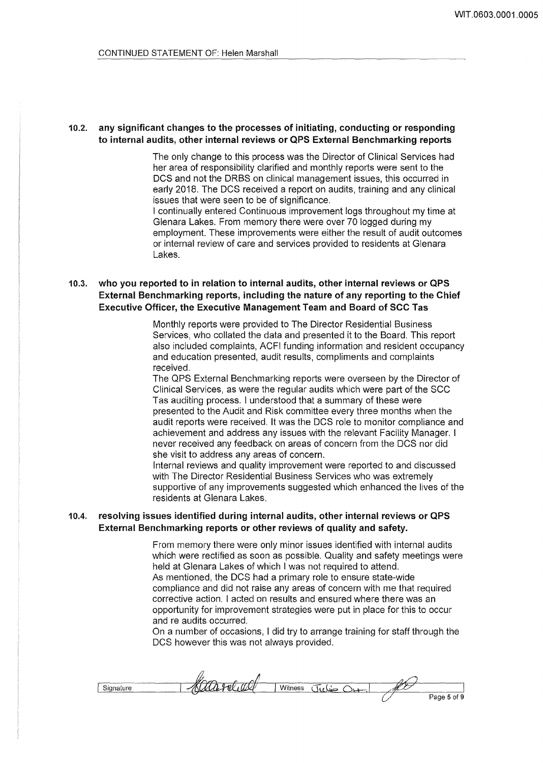CONTINUED STATEMENT OF: Helen Marshall

**10.2. any significant changes to the processes of initiating, conducting or responding to internal audits, other internal reviews or QPS External Benchmarking reports**

The only change to this process was the Director of Clinical Services had her area of responsibility clarified and monthly reports were sent to the DCS and not the DRBS on clinical management issues, this occurred in early 2018. The DCS received a report on audits, training and any clinical issues that were seen to be of significance.

I continually entered Continuous improvement logs throughout my time at Glenara Lakes. From memory there were over 70 logged during my employment. These improvements were either the result of audit outcomes or internal review of care and services provided to residents at Glenara Lakes.

**10.3. who you reported to in relation to internal audits, other internal reviews or QPS External Benchmarking reports, including the nature of any reporting to the Chief Executive Officer, the Executive Management Team and Board of SCC Tas**

Monthly reports were provided to The Director Residential Business Services, who collated the data and presented it to the Board. This report also included complaints, ACFI funding information and resident occupancy and education presented, audit results, compliments and complaints received.

The QPS External Benchmarking reports were overseen by the Director of Clinical Services, as were the regular audits which were part of the SCC Tas auditing process. I understood that a summary of these were presented to the Audit and Risk committee every three months when the audit reports were received. It was the DCS role to monitor compliance and achievement and address any issues with the relevant Facility Manager. I never received any feedback on areas of concern from the DCS nor did she visit to address any areas of concern.

Internal reviews and quality improvement were reported to and discussed with The Director Residential Business Services who was extremely supportive of any improvements suggested which enhanced the lives of the residents at Glenara Lakes.

**10.4. resolving issues identified during internal audits, other internal reviews or QPS External Benchmarking reports or other reviews of quality and safety.**

From memory there were only minor issues identified with internal audits which were rectified as soon as possible. Quality and safety meetings were held at Glenara Lakes of which I was not required to attend.

As mentioned, the DCS had a primary role to ensure state-wide compliance and did not raise any areas of concern with me that required corrective action. I acted on results and ensured where there was an opportunity for improvement strategies were put in place for this to occur and re audits occurred.

On a number of occasions, I did try to arrange training for staff through the DCS however this was not always provided.

| Signature | | Witness | Julie Ott |
|---|---|---|---|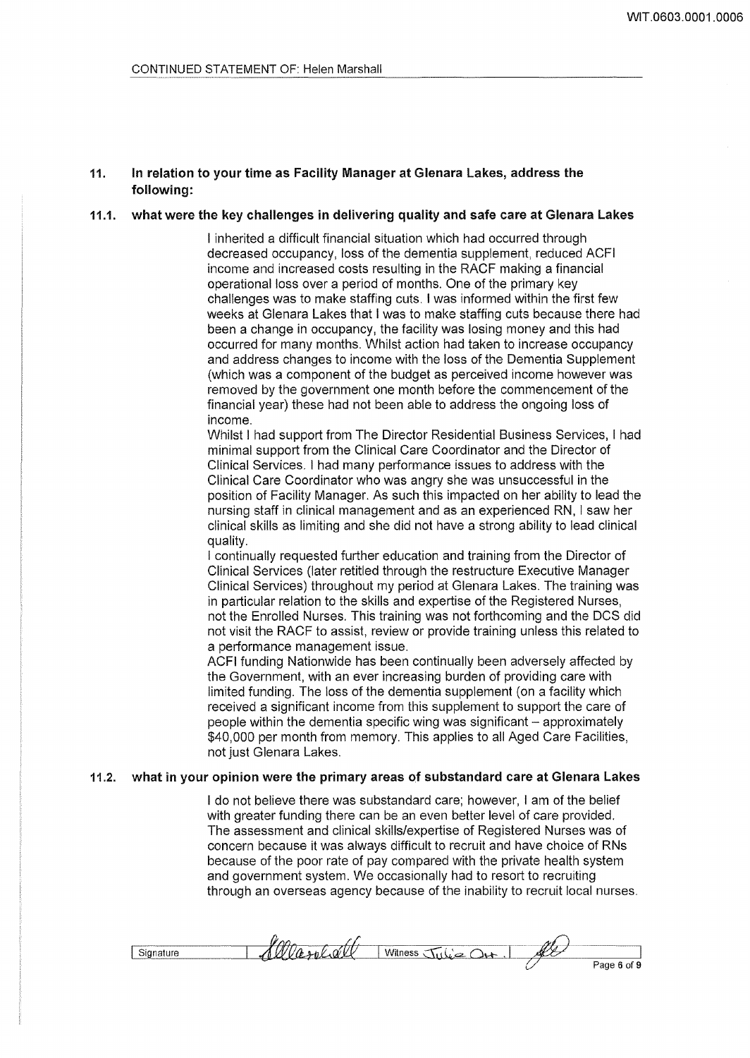CONTINUED STATEMENT OF: Helen Marshall

**11. In relation to your time as Facility Manager at Glenara Lakes, address the following:**

**11.1. what were the key challenges in delivering quality and safe care at Glenara Lakes**

I inherited a difficult financial situation which had occurred through decreased occupancy, loss of the dementia supplement, reduced ACFI income and increased costs resulting in the RACF making a financial operational loss over a period of months. One of the primary key challenges was to make staffing cuts. I was informed within the first few weeks at Glenara Lakes that I was to make staffing cuts because there had been a change in occupancy, the facility was losing money and this had occurred for many months. Whilst action had taken to increase occupancy and address changes to income with the loss of the Dementia Supplement (which was a component of the budget as perceived income however was removed by the government one month before the commencement of the financial year) these had not been able to address the ongoing loss of income.

Whilst I had support from The Director Residential Business Services, I had minimal support from the Clinical Care Coordinator and the Director of Clinical Services. I had many performance issues to address with the Clinical Care Coordinator who was angry she was unsuccessful in the position of Facility Manager. As such this impacted on her ability to lead the nursing staff in clinical management and as an experienced RN, I saw her clinical skills as limiting and she did not have a strong ability to lead clinical quality.

I continually requested further education and training from the Director of Clinical Services (later retitled through the restructure Executive Manager Clinical Services) throughout my period at Glenara Lakes. The training was in particular relation to the skills and expertise of the Registered Nurses, not the Enrolled Nurses. This training was not forthcoming and the DCS did not visit the RACF to assist, review or provide training unless this related to a performance management issue.

ACFI funding Nationwide has been continually been adversely affected by the Government, with an ever increasing burden of providing care with limited funding. The loss of the dementia supplement (on a facility which received a significant income from this supplement to support the care of people within the dementia specific wing was significant – approximately $40,000 per month from memory. This applies to all Aged Care Facilities, not just Glenara Lakes.

**11.2. what in your opinion were the primary areas of substandard care at Glenara Lakes**

I do not believe there was substandard care; however, I am of the belief with greater funding there can be an even better level of care provided. The assessment and clinical skills/expertise of Registered Nurses was of concern because it was always difficult to recruit and have choice of RNs because of the poor rate of pay compared with the private health system and government system. We occasionally had to resort to recruiting through an overseas agency because of the inability to recruit local nurses.

| Signature | [signature] | Witness Julie Orr | [signature] |
|---|---|---|---|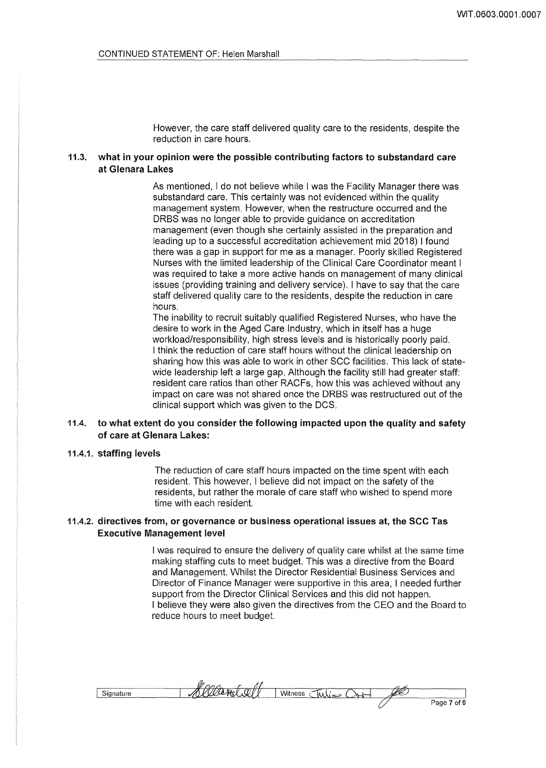However, the care staff delivered quality care to the residents, despite the reduction in care hours.

**11.3. what in your opinion were the possible contributing factors to substandard care at Glenara Lakes**

As mentioned, I do not believe while I was the Facility Manager there was substandard care. This certainly was not evidenced within the quality management system. However, when the restructure occurred and the DRBS was no longer able to provide guidance on accreditation management (even though she certainly assisted in the preparation and leading up to a successful accreditation achievement mid 2018) I found there was a gap in support for me as a manager. Poorly skilled Registered Nurses with the limited leadership of the Clinical Care Coordinator meant I was required to take a more active hands on management of many clinical issues (providing training and delivery service). I have to say that the care staff delivered quality care to the residents, despite the reduction in care hours.

The inability to recruit suitably qualified Registered Nurses, who have the desire to work in the Aged Care Industry, which in itself has a huge workload/responsibility, high stress levels and is historically poorly paid.

I think the reduction of care staff hours without the clinical leadership on sharing how this was able to work in other SCC facilities. This lack of state-wide leadership left a large gap. Although the facility still had greater staff: resident care ratios than other RACFs, how this was achieved without any impact on care was not shared once the DRBS was restructured out of the clinical support which was given to the DCS.

**11.4. to what extent do you consider the following impacted upon the quality and safety of care at Glenara Lakes:**

**11.4.1. staffing levels**

The reduction of care staff hours impacted on the time spent with each resident. This however, I believe did not impact on the safety of the residents, but rather the morale of care staff who wished to spend more time with each resident.

**11.4.2. directives from, or governance or business operational issues at, the SCC Tas Executive Management level**

I was required to ensure the delivery of quality care whilst at the same time making staffing cuts to meet budget. This was a directive from the Board and Management. Whilst the Director Residential Business Services and Director of Finance Manager were supportive in this area, I needed further support from the Director Clinical Services and this did not happen.

I believe they were also given the directives from the CEO and the Board to reduce hours to meet budget.

| Signature | | Witness | |
|---|---|---|---|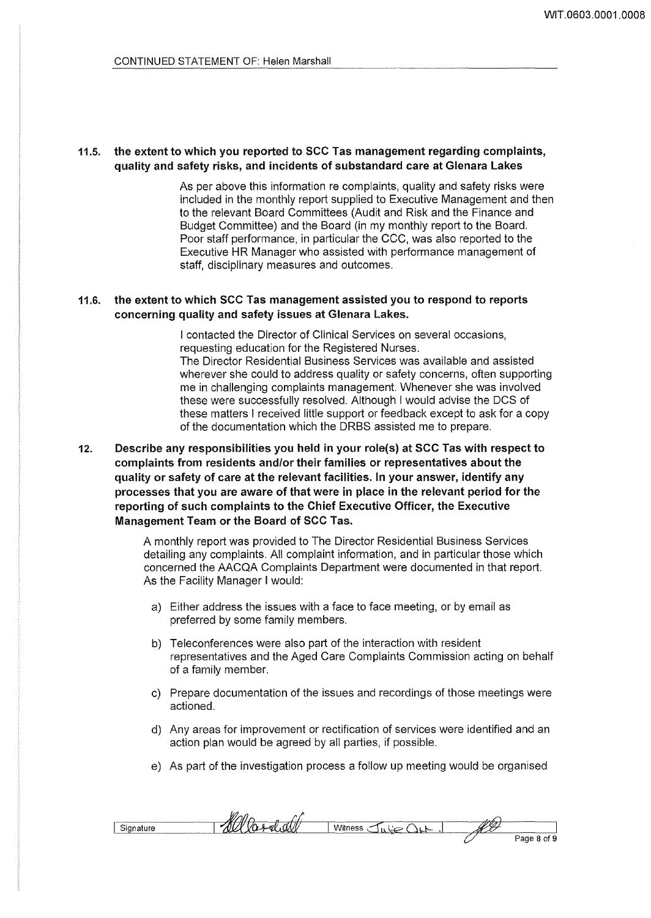CONTINUED STATEMENT OF: Helen Marshall

**11.5. the extent to which you reported to SCC Tas management regarding complaints, quality and safety risks, and incidents of substandard care at Glenara Lakes**

As per above this information re complaints, quality and safety risks were included in the monthly report supplied to Executive Management and then to the relevant Board Committees (Audit and Risk and the Finance and Budget Committee) and the Board (in my monthly report to the Board. Poor staff performance, in particular the CCC, was also reported to the Executive HR Manager who assisted with performance management of staff, disciplinary measures and outcomes.

**11.6. the extent to which SCC Tas management assisted you to respond to reports concerning quality and safety issues at Glenara Lakes.**

I contacted the Director of Clinical Services on several occasions, requesting education for the Registered Nurses.
The Director Residential Business Services was available and assisted wherever she could to address quality or safety concerns, often supporting me in challenging complaints management. Whenever she was involved these were successfully resolved. Although I would advise the DCS of these matters I received little support or feedback except to ask for a copy of the documentation which the DRBS assisted me to prepare.

**12. Describe any responsibilities you held in your role(s) at SCC Tas with respect to complaints from residents and/or their families or representatives about the quality or safety of care at the relevant facilities. In your answer, identify any processes that you are aware of that were in place in the relevant period for the reporting of such complaints to the Chief Executive Officer, the Executive Management Team or the Board of SCC Tas.**

A monthly report was provided to The Director Residential Business Services detailing any complaints. All complaint information, and in particular those which concerned the AACQA Complaints Department were documented in that report. As the Facility Manager I would:

a) Either address the issues with a face to face meeting, or by email as preferred by some family members.

b) Teleconferences were also part of the interaction with resident representatives and the Aged Care Complaints Commission acting on behalf of a family member.

c) Prepare documentation of the issues and recordings of those meetings were actioned.

d) Any areas for improvement or rectification of services were identified and an action plan would be agreed by all parties, if possible.

e) As part of the investigation process a follow up meeting would be organised

| Signature | [signature] | Witness Julie Orr | [initials] |
|---|---|---|---|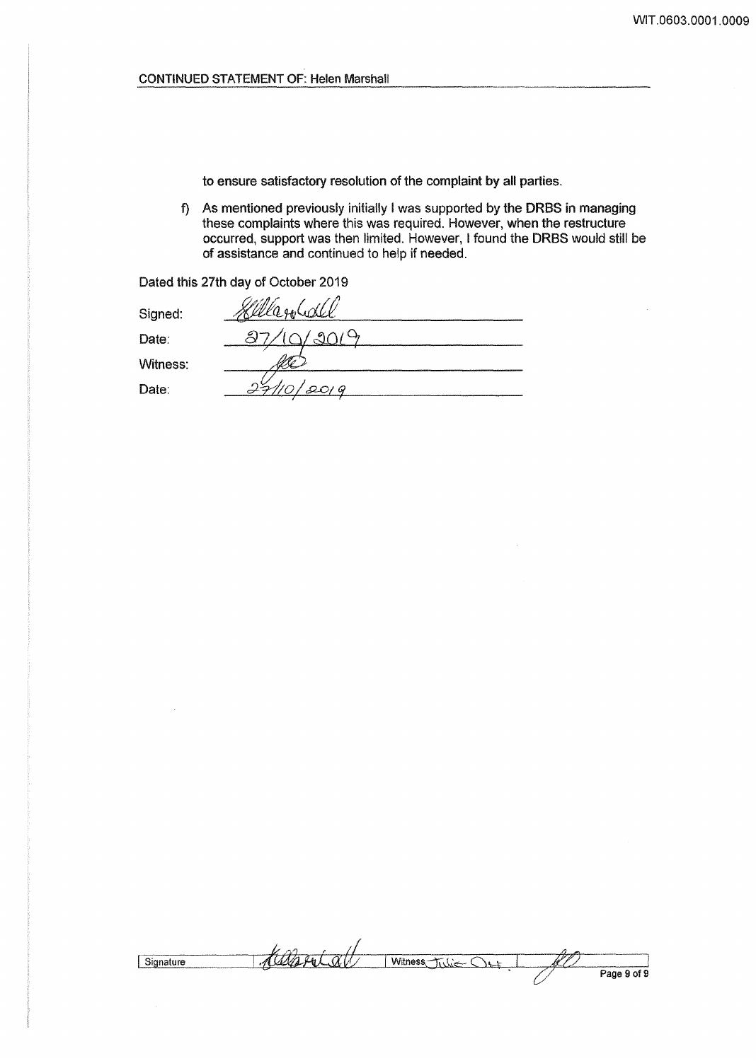to ensure satisfactory resolution of the complaint by all parties.

f) As mentioned previously initially I was supported by the DRBS in managing these complaints where this was required. However, when the restructure occurred, support was then limited. However, I found the DRBS would still be of assistance and continued to help if needed.

Dated this 27th day of October 2019

| | |
|---|---|
| Signed: | *[signature]* |
| Date: | 27/10/2019 |
| Witness: | *[signature]* |
| Date: | 27/10/2019 |